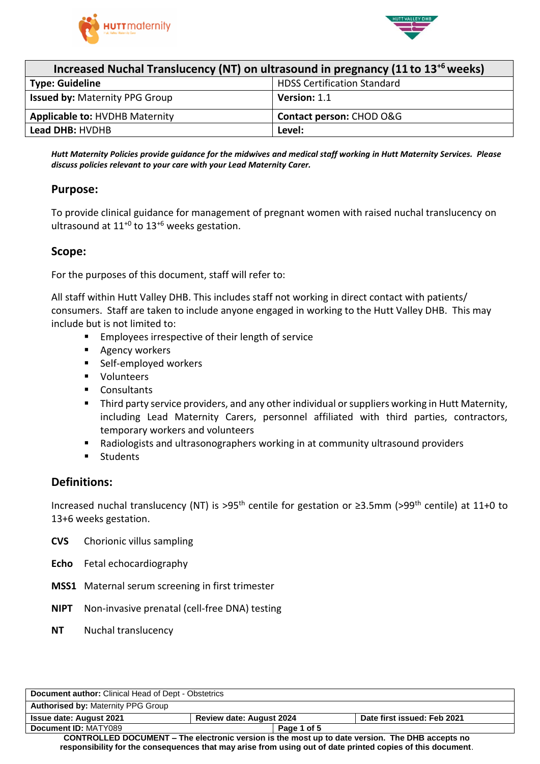| Increased Nuchal Translucency (NT) on ultrasound in pregnancy (11 to 13$^{+6}$ weeks) | |
|---|---|
| **Type: Guideline** | HDSS Certification Standard |
| **Issued by:** Maternity PPG Group | **Version:** 1.1 |
| **Applicable to:** HVDHB Maternity | **Contact person:** CHOD O&G |
| **Lead DHB:** HVDHB | **Level:** |

***Hutt Maternity Policies provide guidance for the midwives and medical staff working in Hutt Maternity Services. Please discuss policies relevant to your care with your Lead Maternity Carer.***

## Purpose:

To provide clinical guidance for management of pregnant women with raised nuchal translucency on ultrasound at 11$^{+0}$ to 13$^{+6}$ weeks gestation.

## Scope:

For the purposes of this document, staff will refer to:

All staff within Hutt Valley DHB. This includes staff not working in direct contact with patients/ consumers. Staff are taken to include anyone engaged in working to the Hutt Valley DHB. This may include but is not limited to:

- Employees irrespective of their length of service
- Agency workers
- Self-employed workers
- Volunteers
- Consultants
- Third party service providers, and any other individual or suppliers working in Hutt Maternity, including Lead Maternity Carers, personnel affiliated with third parties, contractors, temporary workers and volunteers
- Radiologists and ultrasonographers working in at community ultrasound providers
- Students

## Definitions:

Increased nuchal translucency (NT) is >95$^{th}$ centile for gestation or ≥3.5mm (>99$^{th}$ centile) at 11+0 to 13+6 weeks gestation.

**CVS** Chorionic villus sampling

**Echo** Fetal echocardiography

**MSS1** Maternal serum screening in first trimester

**NIPT** Non-invasive prenatal (cell-free DNA) testing

**NT** Nuchal translucency

| **Document author:** Clinical Head of Dept - Obstetrics | | |
|---|---|---|
| **Authorised by:** Maternity PPG Group | | |
| **Issue date: August 2021** | **Review date: August 2024** | **Date first issued: Feb 2021** |
| **Document ID:** MATY089 | | |

**CONTROLLED DOCUMENT – The electronic version is the most up to date version. The DHB accepts no responsibility for the consequences that may arise from using out of date printed copies of this document**.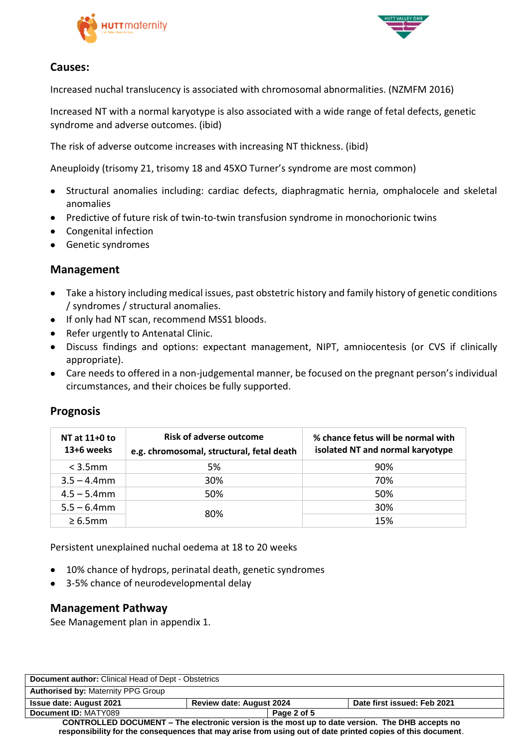## Causes:

Increased nuchal translucency is associated with chromosomal abnormalities. (NZMFM 2016)

Increased NT with a normal karyotype is also associated with a wide range of fetal defects, genetic syndrome and adverse outcomes. (ibid)

The risk of adverse outcome increases with increasing NT thickness. (ibid)

Aneuploidy (trisomy 21, trisomy 18 and 45XO Turner's syndrome are most common)

- Structural anomalies including: cardiac defects, diaphragmatic hernia, omphalocele and skeletal anomalies
- Predictive of future risk of twin-to-twin transfusion syndrome in monochorionic twins
- Congenital infection
- Genetic syndromes

## Management

- Take a history including medical issues, past obstetric history and family history of genetic conditions / syndromes / structural anomalies.
- If only had NT scan, recommend MSS1 bloods.
- Refer urgently to Antenatal Clinic.
- Discuss findings and options: expectant management, NIPT, amniocentesis (or CVS if clinically appropriate).
- Care needs to offered in a non-judgemental manner, be focused on the pregnant person's individual circumstances, and their choices be fully supported.

## Prognosis

| NT at 11+0 to 13+6 weeks | Risk of adverse outcome e.g. chromosomal, structural, fetal death | % chance fetus will be normal with isolated NT and normal karyotype |
|---|---|---|
| < 3.5mm | 5% | 90% |
| 3.5 – 4.4mm | 30% | 70% |
| 4.5 – 5.4mm | 50% | 50% |
| 5.5 – 6.4mm | 80% | 30% |
| ≥ 6.5mm | | 15% |

Persistent unexplained nuchal oedema at 18 to 20 weeks

- 10% chance of hydrops, perinatal death, genetic syndromes
- 3-5% chance of neurodevelopmental delay

## Management Pathway

See Management plan in appendix 1.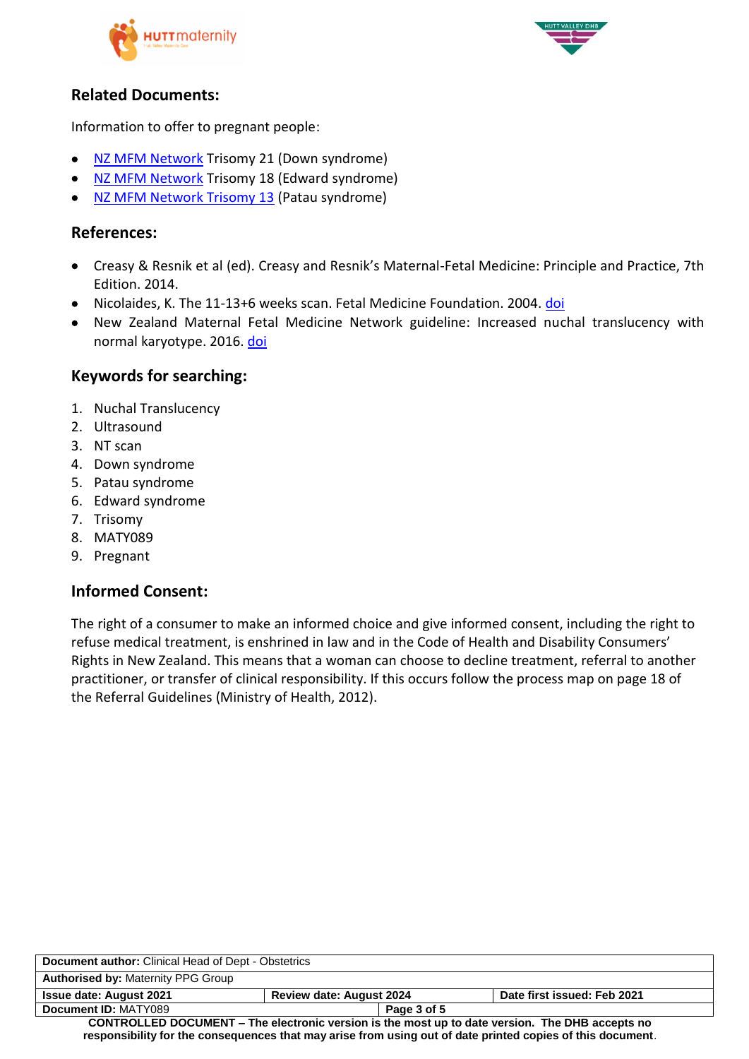## Related Documents:

Information to offer to pregnant people:

- NZ MFM Network Trisomy 21 (Down syndrome)
- NZ MFM Network Trisomy 18 (Edward syndrome)
- NZ MFM Network Trisomy 13 (Patau syndrome)

## References:

- Creasy & Resnik et al (ed). Creasy and Resnik's Maternal-Fetal Medicine: Principle and Practice, 7th Edition. 2014.
- Nicolaides, K. The 11-13+6 weeks scan. Fetal Medicine Foundation. 2004. doi
- New Zealand Maternal Fetal Medicine Network guideline: Increased nuchal translucency with normal karyotype. 2016. doi

## Keywords for searching:

1. Nuchal Translucency
2. Ultrasound
3. NT scan
4. Down syndrome
5. Patau syndrome
6. Edward syndrome
7. Trisomy
8. MATY089
9. Pregnant

## Informed Consent:

The right of a consumer to make an informed choice and give informed consent, including the right to refuse medical treatment, is enshrined in law and in the Code of Health and Disability Consumers' Rights in New Zealand. This means that a woman can choose to decline treatment, referral to another practitioner, or transfer of clinical responsibility. If this occurs follow the process map on page 18 of the Referral Guidelines (Ministry of Health, 2012).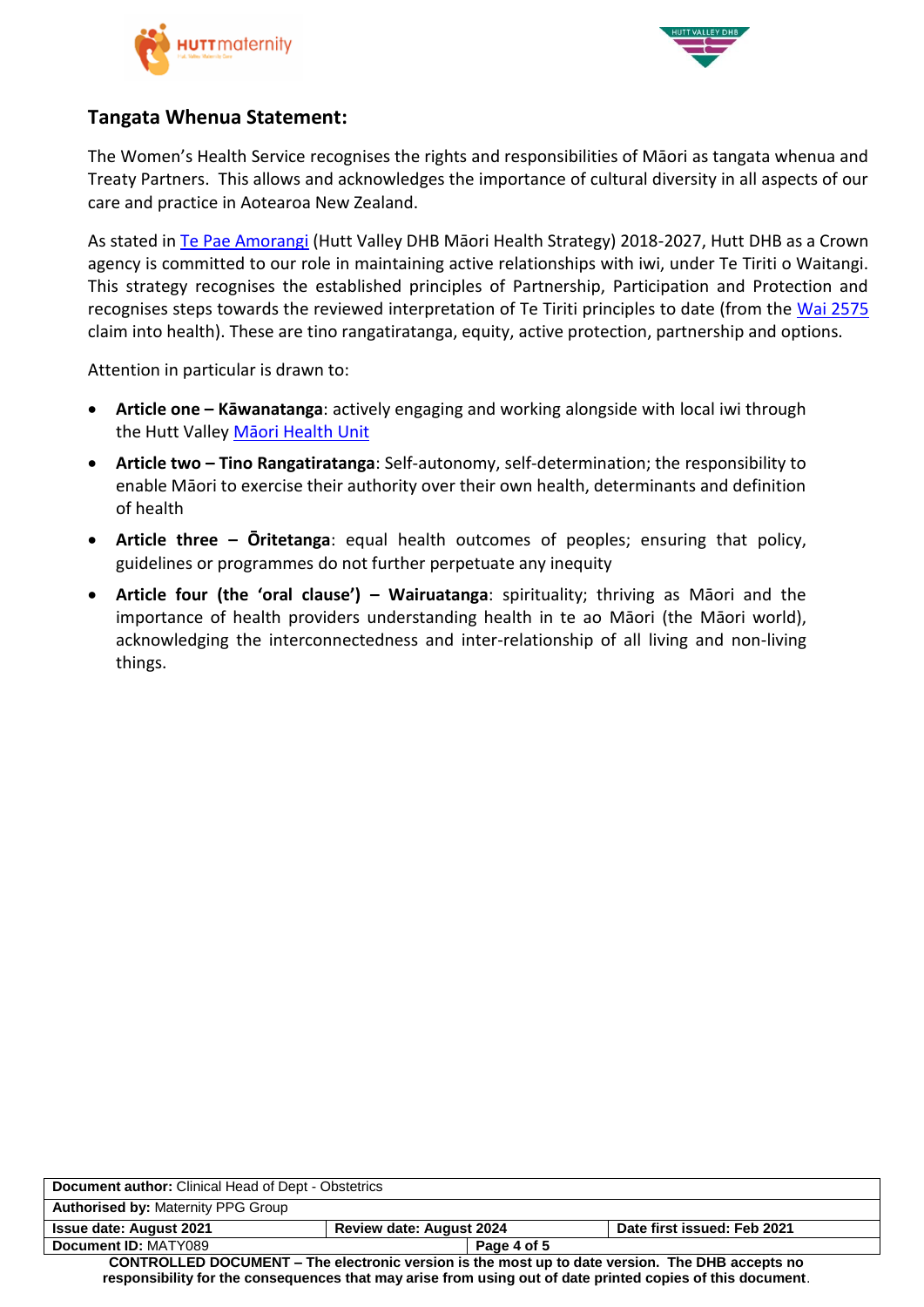## Tangata Whenua Statement:

The Women's Health Service recognises the rights and responsibilities of Māori as tangata whenua and Treaty Partners. This allows and acknowledges the importance of cultural diversity in all aspects of our care and practice in Aotearoa New Zealand.

As stated in Te Pae Amorangi (Hutt Valley DHB Māori Health Strategy) 2018-2027, Hutt DHB as a Crown agency is committed to our role in maintaining active relationships with iwi, under Te Tiriti o Waitangi. This strategy recognises the established principles of Partnership, Participation and Protection and recognises steps towards the reviewed interpretation of Te Tiriti principles to date (from the Wai 2575 claim into health). These are tino rangatiratanga, equity, active protection, partnership and options.

Attention in particular is drawn to:

- **Article one – Kāwanatanga**: actively engaging and working alongside with local iwi through the Hutt Valley Māori Health Unit
- **Article two – Tino Rangatiratanga**: Self-autonomy, self-determination; the responsibility to enable Māori to exercise their authority over their own health, determinants and definition of health
- **Article three – Ōritetanga**: equal health outcomes of peoples; ensuring that policy, guidelines or programmes do not further perpetuate any inequity
- **Article four (the 'oral clause') – Wairuatanga**: spirituality; thriving as Māori and the importance of health providers understanding health in te ao Māori (the Māori world), acknowledging the interconnectedness and inter-relationship of all living and non-living things.

| **Document author:** Clinical Head of Dept - Obstetrics | | |
|---|---|---|
| **Authorised by:** Maternity PPG Group | | |
| **Issue date: August 2021** | **Review date: August 2024** | **Date first issued: Feb 2021** |
| **Document ID:** MATY089 | | |

**CONTROLLED DOCUMENT – The electronic version is the most up to date version. The DHB accepts no responsibility for the consequences that may arise from using out of date printed copies of this document**.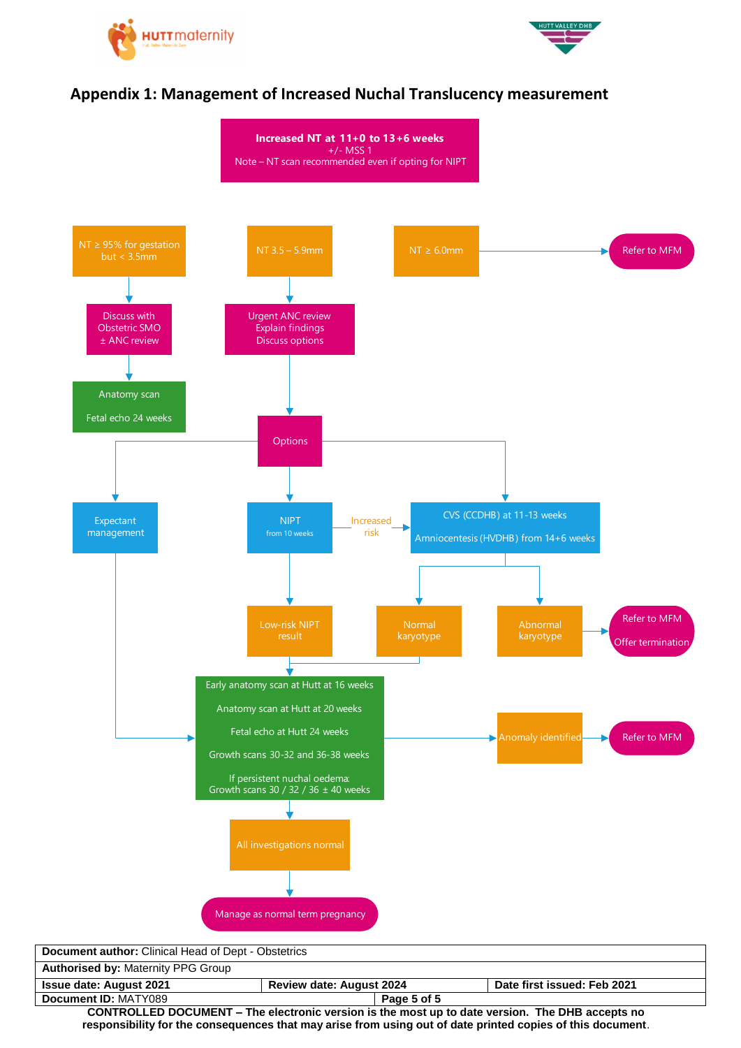# Appendix 1: Management of Increased Nuchal Translucency measurement

**Increased NT at 11+0 to 13+6 weeks**
+/- MSS 1
Note – NT scan recommended even if opting for NIPT

NT ≥ 95% for gestation but < 3.5mm

Discuss with Obstetric SMO ± ANC review

Anatomy scan

Fetal echo 24 weeks

NT 3.5 – 5.9mm

Urgent ANC review
Explain findings
Discuss options

NT ≥ 6.0mm

Refer to MFM

Options

Expectant management

NIPT
from 10 weeks

Increased risk

CVS (CCDHB) at 11-13 weeks

Amniocentesis (HVDHB) from 14+6 weeks

Low-risk NIPT result

Normal karyotype

Abnormal karyotype

Refer to MFM

Offer termination

Early anatomy scan at Hutt at 16 weeks

Anatomy scan at Hutt at 20 weeks

Fetal echo at Hutt 24 weeks

Growth scans 30-32 and 36-38 weeks

If persistent nuchal oedema:
Growth scans 30 / 32 / 36 ± 40 weeks

Anomaly identified

Refer to MFM

All investigations normal

Manage as normal term pregnancy

| | | |
|---|---|---|
| **Document author:** Clinical Head of Dept - Obstetrics | | |
| **Authorised by:** Maternity PPG Group | | |
| **Issue date: August 2021** | **Review date: August 2024** | **Date first issued: Feb 2021** |
| **Document ID:** MATY089 | | |

**CONTROLLED DOCUMENT – The electronic version is the most up to date version. The DHB accepts no responsibility for the consequences that may arise from using out of date printed copies of this document**.